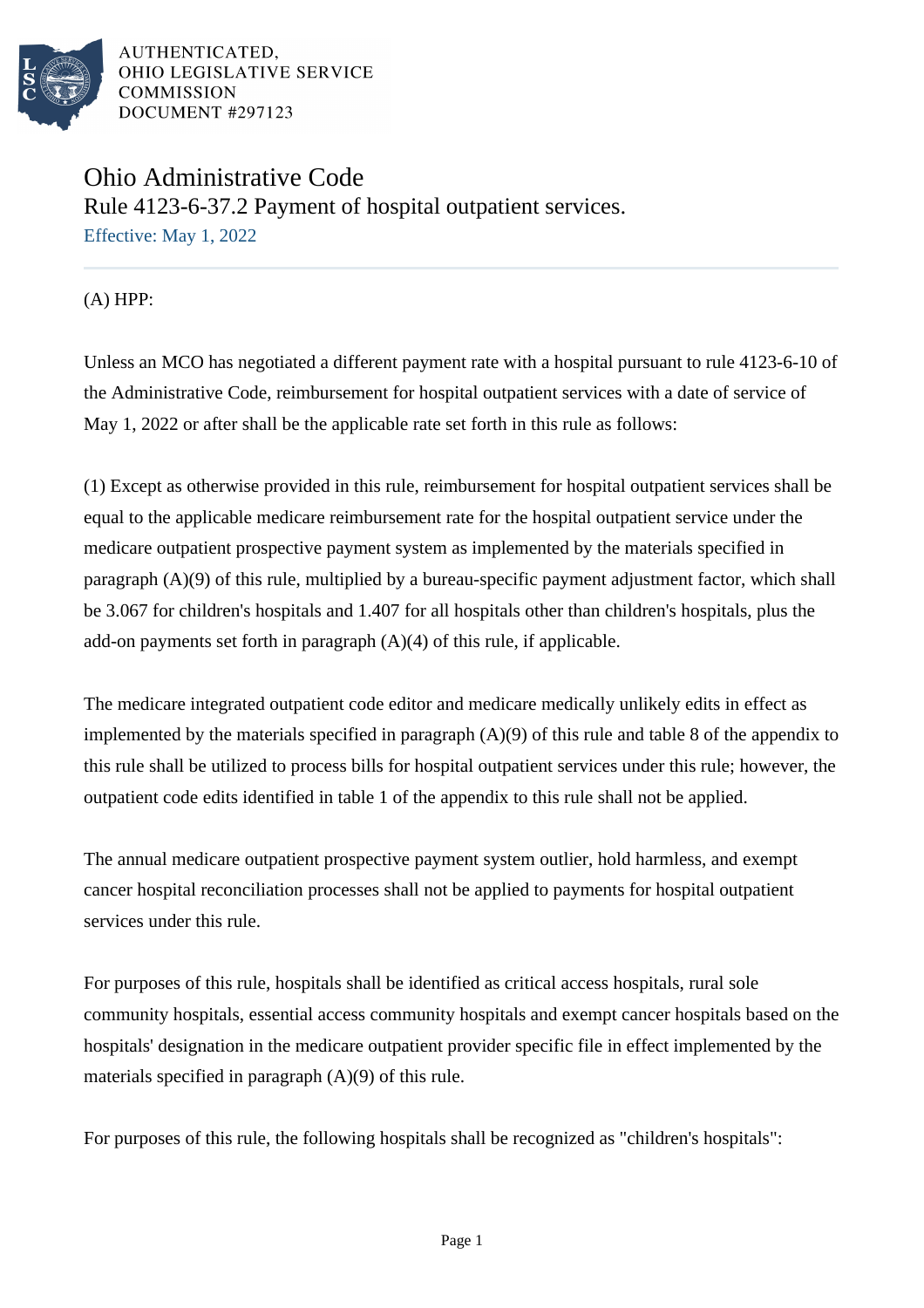AUTHENTICATED,
OHIO LEGISLATIVE SERVICE
COMMISSION
DOCUMENT #297123

# Ohio Administrative Code

## Rule 4123-6-37.2 Payment of hospital outpatient services.

Effective: May 1, 2022

(A) HPP:

Unless an MCO has negotiated a different payment rate with a hospital pursuant to rule 4123-6-10 of the Administrative Code, reimbursement for hospital outpatient services with a date of service of May 1, 2022 or after shall be the applicable rate set forth in this rule as follows:

(1) Except as otherwise provided in this rule, reimbursement for hospital outpatient services shall be equal to the applicable medicare reimbursement rate for the hospital outpatient service under the medicare outpatient prospective payment system as implemented by the materials specified in paragraph (A)(9) of this rule, multiplied by a bureau-specific payment adjustment factor, which shall be 3.067 for children's hospitals and 1.407 for all hospitals other than children's hospitals, plus the add-on payments set forth in paragraph (A)(4) of this rule, if applicable.

The medicare integrated outpatient code editor and medicare medically unlikely edits in effect as implemented by the materials specified in paragraph (A)(9) of this rule and table 8 of the appendix to this rule shall be utilized to process bills for hospital outpatient services under this rule; however, the outpatient code edits identified in table 1 of the appendix to this rule shall not be applied.

The annual medicare outpatient prospective payment system outlier, hold harmless, and exempt cancer hospital reconciliation processes shall not be applied to payments for hospital outpatient services under this rule.

For purposes of this rule, hospitals shall be identified as critical access hospitals, rural sole community hospitals, essential access community hospitals and exempt cancer hospitals based on the hospitals' designation in the medicare outpatient provider specific file in effect implemented by the materials specified in paragraph (A)(9) of this rule.

For purposes of this rule, the following hospitals shall be recognized as "children's hospitals":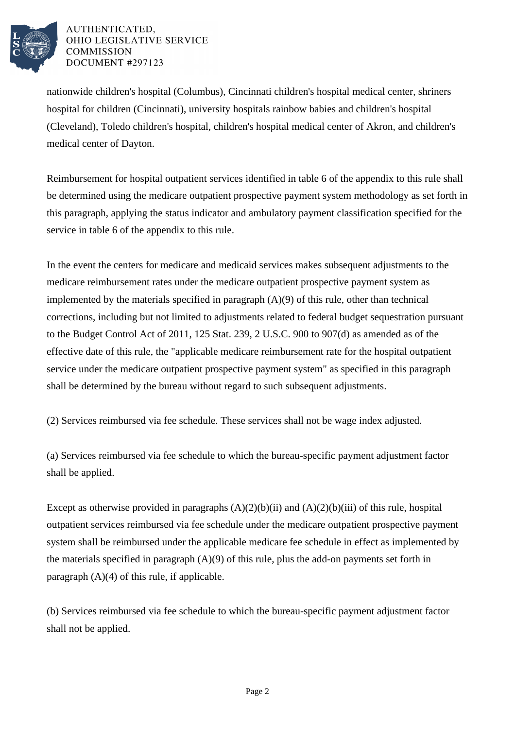nationwide children's hospital (Columbus), Cincinnati children's hospital medical center, shriners hospital for children (Cincinnati), university hospitals rainbow babies and children's hospital (Cleveland), Toledo children's hospital, children's hospital medical center of Akron, and children's medical center of Dayton.

Reimbursement for hospital outpatient services identified in table 6 of the appendix to this rule shall be determined using the medicare outpatient prospective payment system methodology as set forth in this paragraph, applying the status indicator and ambulatory payment classification specified for the service in table 6 of the appendix to this rule.

In the event the centers for medicare and medicaid services makes subsequent adjustments to the medicare reimbursement rates under the medicare outpatient prospective payment system as implemented by the materials specified in paragraph (A)(9) of this rule, other than technical corrections, including but not limited to adjustments related to federal budget sequestration pursuant to the Budget Control Act of 2011, 125 Stat. 239, 2 U.S.C. 900 to 907(d) as amended as of the effective date of this rule, the "applicable medicare reimbursement rate for the hospital outpatient service under the medicare outpatient prospective payment system" as specified in this paragraph shall be determined by the bureau without regard to such subsequent adjustments.

(2) Services reimbursed via fee schedule. These services shall not be wage index adjusted.

(a) Services reimbursed via fee schedule to which the bureau-specific payment adjustment factor shall be applied.

Except as otherwise provided in paragraphs (A)(2)(b)(ii) and (A)(2)(b)(iii) of this rule, hospital outpatient services reimbursed via fee schedule under the medicare outpatient prospective payment system shall be reimbursed under the applicable medicare fee schedule in effect as implemented by the materials specified in paragraph (A)(9) of this rule, plus the add-on payments set forth in paragraph (A)(4) of this rule, if applicable.

(b) Services reimbursed via fee schedule to which the bureau-specific payment adjustment factor shall not be applied.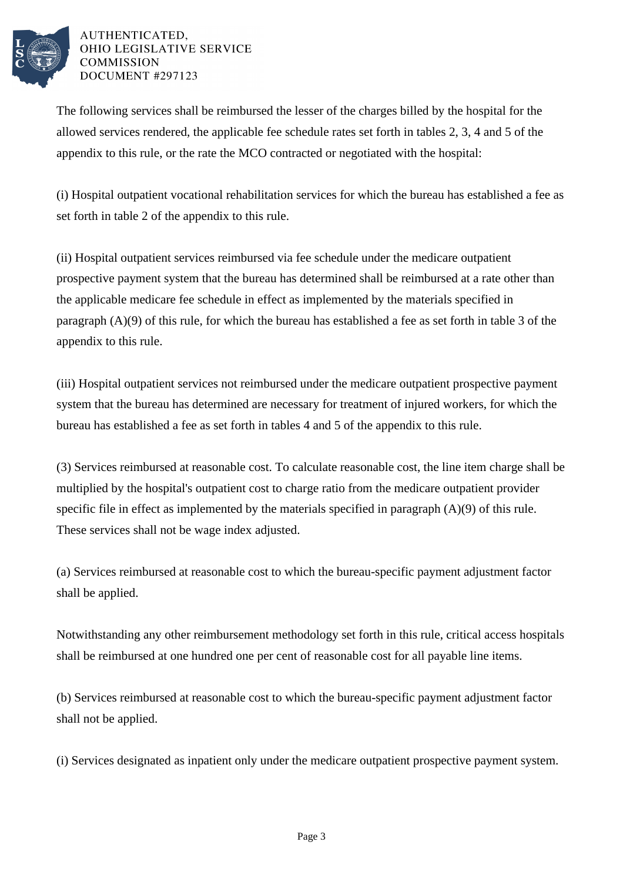The following services shall be reimbursed the lesser of the charges billed by the hospital for the allowed services rendered, the applicable fee schedule rates set forth in tables 2, 3, 4 and 5 of the appendix to this rule, or the rate the MCO contracted or negotiated with the hospital:

(i) Hospital outpatient vocational rehabilitation services for which the bureau has established a fee as set forth in table 2 of the appendix to this rule.

(ii) Hospital outpatient services reimbursed via fee schedule under the medicare outpatient prospective payment system that the bureau has determined shall be reimbursed at a rate other than the applicable medicare fee schedule in effect as implemented by the materials specified in paragraph (A)(9) of this rule, for which the bureau has established a fee as set forth in table 3 of the appendix to this rule.

(iii) Hospital outpatient services not reimbursed under the medicare outpatient prospective payment system that the bureau has determined are necessary for treatment of injured workers, for which the bureau has established a fee as set forth in tables 4 and 5 of the appendix to this rule.

(3) Services reimbursed at reasonable cost. To calculate reasonable cost, the line item charge shall be multiplied by the hospital's outpatient cost to charge ratio from the medicare outpatient provider specific file in effect as implemented by the materials specified in paragraph (A)(9) of this rule. These services shall not be wage index adjusted.

(a) Services reimbursed at reasonable cost to which the bureau-specific payment adjustment factor shall be applied.

Notwithstanding any other reimbursement methodology set forth in this rule, critical access hospitals shall be reimbursed at one hundred one per cent of reasonable cost for all payable line items.

(b) Services reimbursed at reasonable cost to which the bureau-specific payment adjustment factor shall not be applied.

(i) Services designated as inpatient only under the medicare outpatient prospective payment system.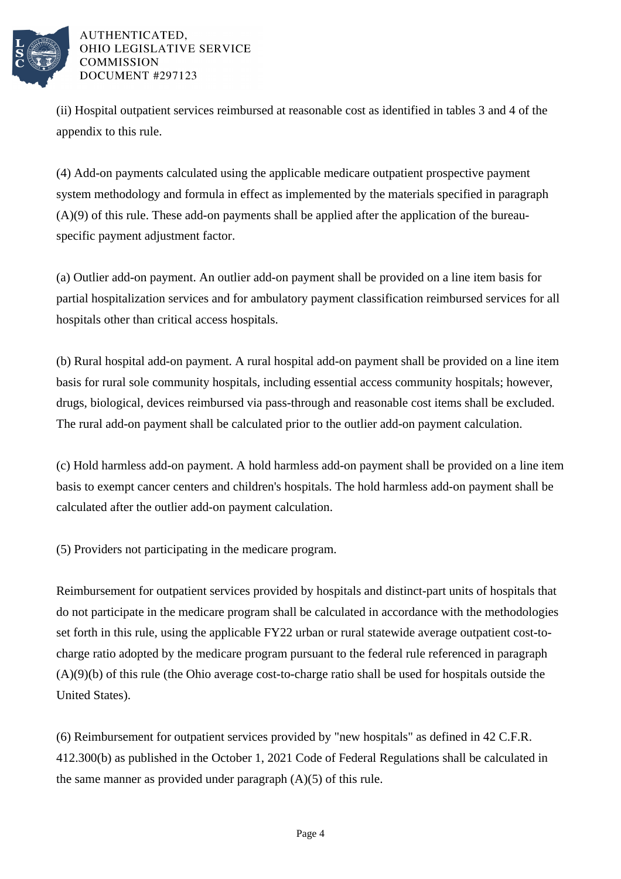(ii) Hospital outpatient services reimbursed at reasonable cost as identified in tables 3 and 4 of the appendix to this rule.

(4) Add-on payments calculated using the applicable medicare outpatient prospective payment system methodology and formula in effect as implemented by the materials specified in paragraph (A)(9) of this rule. These add-on payments shall be applied after the application of the bureau-specific payment adjustment factor.

(a) Outlier add-on payment. An outlier add-on payment shall be provided on a line item basis for partial hospitalization services and for ambulatory payment classification reimbursed services for all hospitals other than critical access hospitals.

(b) Rural hospital add-on payment. A rural hospital add-on payment shall be provided on a line item basis for rural sole community hospitals, including essential access community hospitals; however, drugs, biological, devices reimbursed via pass-through and reasonable cost items shall be excluded. The rural add-on payment shall be calculated prior to the outlier add-on payment calculation.

(c) Hold harmless add-on payment. A hold harmless add-on payment shall be provided on a line item basis to exempt cancer centers and children's hospitals. The hold harmless add-on payment shall be calculated after the outlier add-on payment calculation.

(5) Providers not participating in the medicare program.

Reimbursement for outpatient services provided by hospitals and distinct-part units of hospitals that do not participate in the medicare program shall be calculated in accordance with the methodologies set forth in this rule, using the applicable FY22 urban or rural statewide average outpatient cost-to-charge ratio adopted by the medicare program pursuant to the federal rule referenced in paragraph (A)(9)(b) of this rule (the Ohio average cost-to-charge ratio shall be used for hospitals outside the United States).

(6) Reimbursement for outpatient services provided by "new hospitals" as defined in 42 C.F.R. 412.300(b) as published in the October 1, 2021 Code of Federal Regulations shall be calculated in the same manner as provided under paragraph (A)(5) of this rule.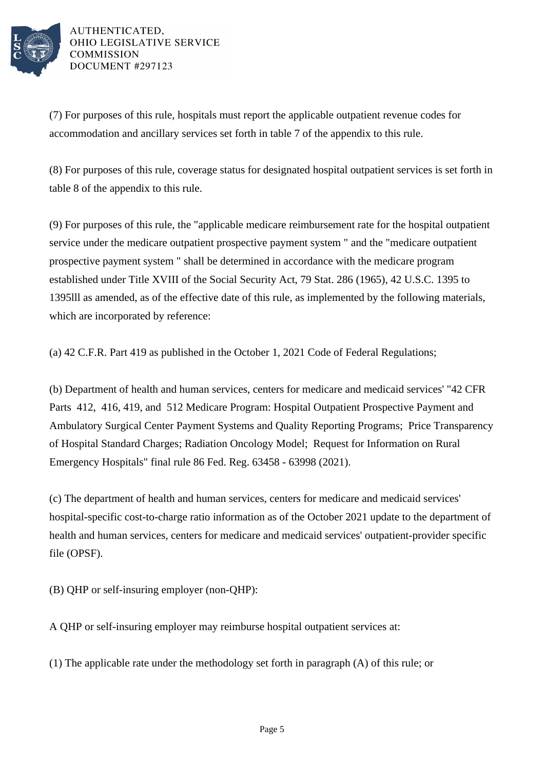(7) For purposes of this rule, hospitals must report the applicable outpatient revenue codes for accommodation and ancillary services set forth in table 7 of the appendix to this rule.

(8) For purposes of this rule, coverage status for designated hospital outpatient services is set forth in table 8 of the appendix to this rule.

(9) For purposes of this rule, the "applicable medicare reimbursement rate for the hospital outpatient service under the medicare outpatient prospective payment system " and the "medicare outpatient prospective payment system " shall be determined in accordance with the medicare program established under Title XVIII of the Social Security Act, 79 Stat. 286 (1965), 42 U.S.C. 1395 to 1395lll as amended, as of the effective date of this rule, as implemented by the following materials, which are incorporated by reference:

(a) 42 C.F.R. Part 419 as published in the October 1, 2021 Code of Federal Regulations;

(b) Department of health and human services, centers for medicare and medicaid services' "42 CFR Parts 412, 416, 419, and 512 Medicare Program: Hospital Outpatient Prospective Payment and Ambulatory Surgical Center Payment Systems and Quality Reporting Programs; Price Transparency of Hospital Standard Charges; Radiation Oncology Model; Request for Information on Rural Emergency Hospitals" final rule 86 Fed. Reg. 63458 - 63998 (2021).

(c) The department of health and human services, centers for medicare and medicaid services' hospital-specific cost-to-charge ratio information as of the October 2021 update to the department of health and human services, centers for medicare and medicaid services' outpatient-provider specific file (OPSF).

(B) QHP or self-insuring employer (non-QHP):

A QHP or self-insuring employer may reimburse hospital outpatient services at:

(1) The applicable rate under the methodology set forth in paragraph (A) of this rule; or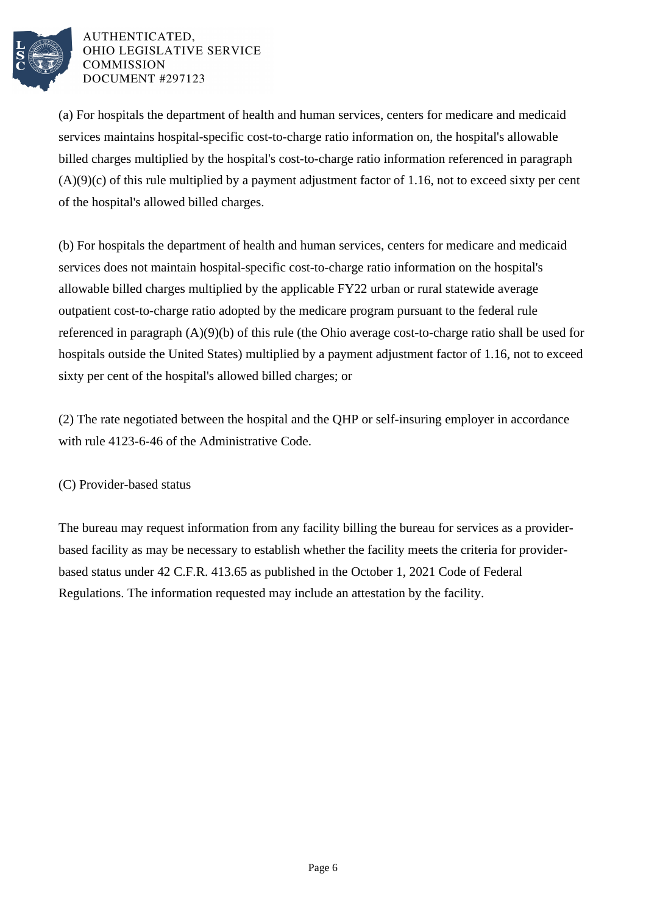(a) For hospitals the department of health and human services, centers for medicare and medicaid services maintains hospital-specific cost-to-charge ratio information on, the hospital's allowable billed charges multiplied by the hospital's cost-to-charge ratio information referenced in paragraph (A)(9)(c) of this rule multiplied by a payment adjustment factor of 1.16, not to exceed sixty per cent of the hospital's allowed billed charges.

(b) For hospitals the department of health and human services, centers for medicare and medicaid services does not maintain hospital-specific cost-to-charge ratio information on the hospital's allowable billed charges multiplied by the applicable FY22 urban or rural statewide average outpatient cost-to-charge ratio adopted by the medicare program pursuant to the federal rule referenced in paragraph (A)(9)(b) of this rule (the Ohio average cost-to-charge ratio shall be used for hospitals outside the United States) multiplied by a payment adjustment factor of 1.16, not to exceed sixty per cent of the hospital's allowed billed charges; or

(2) The rate negotiated between the hospital and the QHP or self-insuring employer in accordance with rule 4123-6-46 of the Administrative Code.

(C) Provider-based status

The bureau may request information from any facility billing the bureau for services as a provider-based facility as may be necessary to establish whether the facility meets the criteria for provider-based status under 42 C.F.R. 413.65 as published in the October 1, 2021 Code of Federal Regulations. The information requested may include an attestation by the facility.